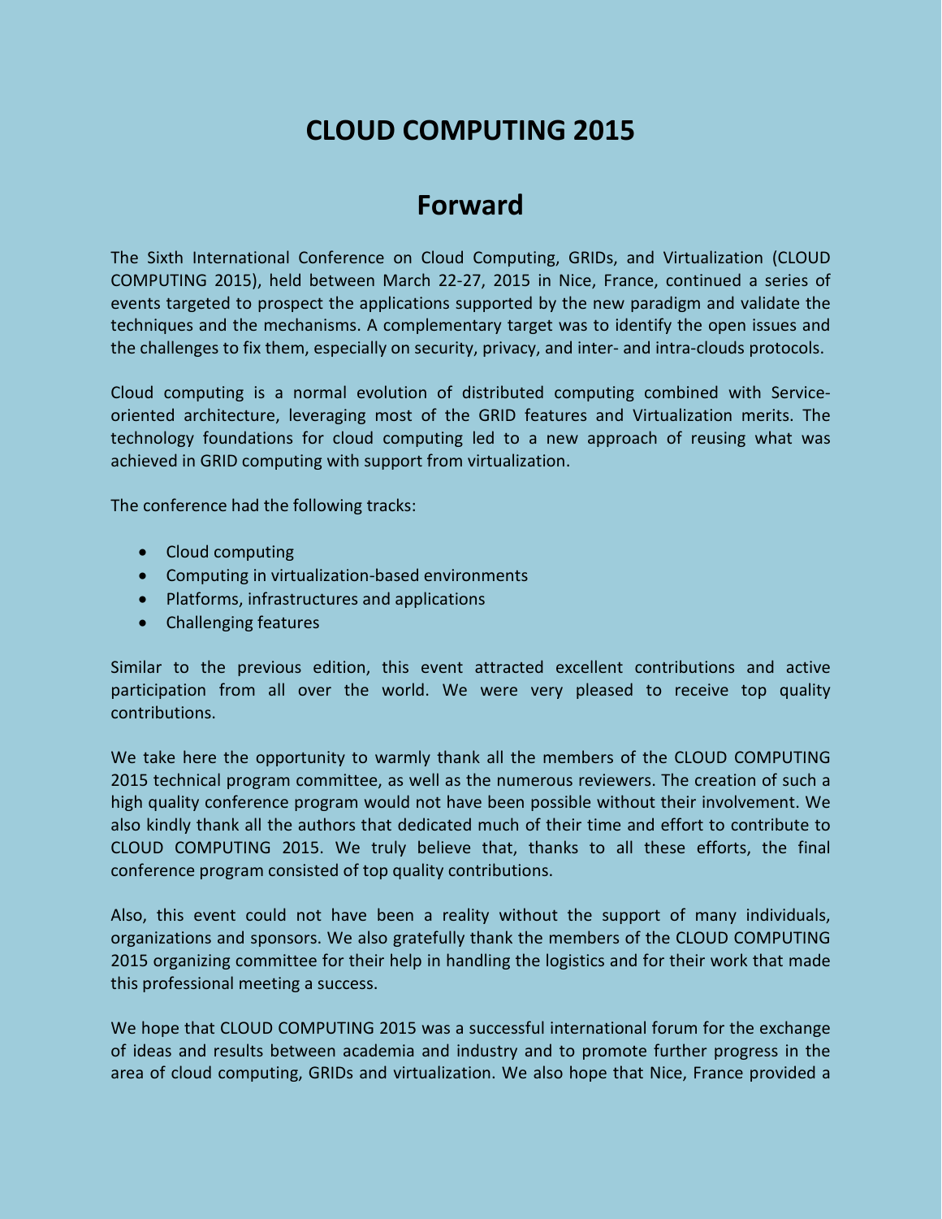# CLOUD COMPUTING 2015

## Forward

The Sixth International Conference on Cloud Computing, GRIDs, and Virtualization (CLOUD COMPUTING 2015), held between March 22-27, 2015 in Nice, France, continued a series of events targeted to prospect the applications supported by the new paradigm and validate the techniques and the mechanisms. A complementary target was to identify the open issues and the challenges to fix them, especially on security, privacy, and inter- and intra-clouds protocols.

Cloud computing is a normal evolution of distributed computing combined with Service-oriented architecture, leveraging most of the GRID features and Virtualization merits. The technology foundations for cloud computing led to a new approach of reusing what was achieved in GRID computing with support from virtualization.

The conference had the following tracks:

- Cloud computing
- Computing in virtualization-based environments
- Platforms, infrastructures and applications
- Challenging features

Similar to the previous edition, this event attracted excellent contributions and active participation from all over the world. We were very pleased to receive top quality contributions.

We take here the opportunity to warmly thank all the members of the CLOUD COMPUTING 2015 technical program committee, as well as the numerous reviewers. The creation of such a high quality conference program would not have been possible without their involvement. We also kindly thank all the authors that dedicated much of their time and effort to contribute to CLOUD COMPUTING 2015. We truly believe that, thanks to all these efforts, the final conference program consisted of top quality contributions.

Also, this event could not have been a reality without the support of many individuals, organizations and sponsors. We also gratefully thank the members of the CLOUD COMPUTING 2015 organizing committee for their help in handling the logistics and for their work that made this professional meeting a success.

We hope that CLOUD COMPUTING 2015 was a successful international forum for the exchange of ideas and results between academia and industry and to promote further progress in the area of cloud computing, GRIDs and virtualization. We also hope that Nice, France provided a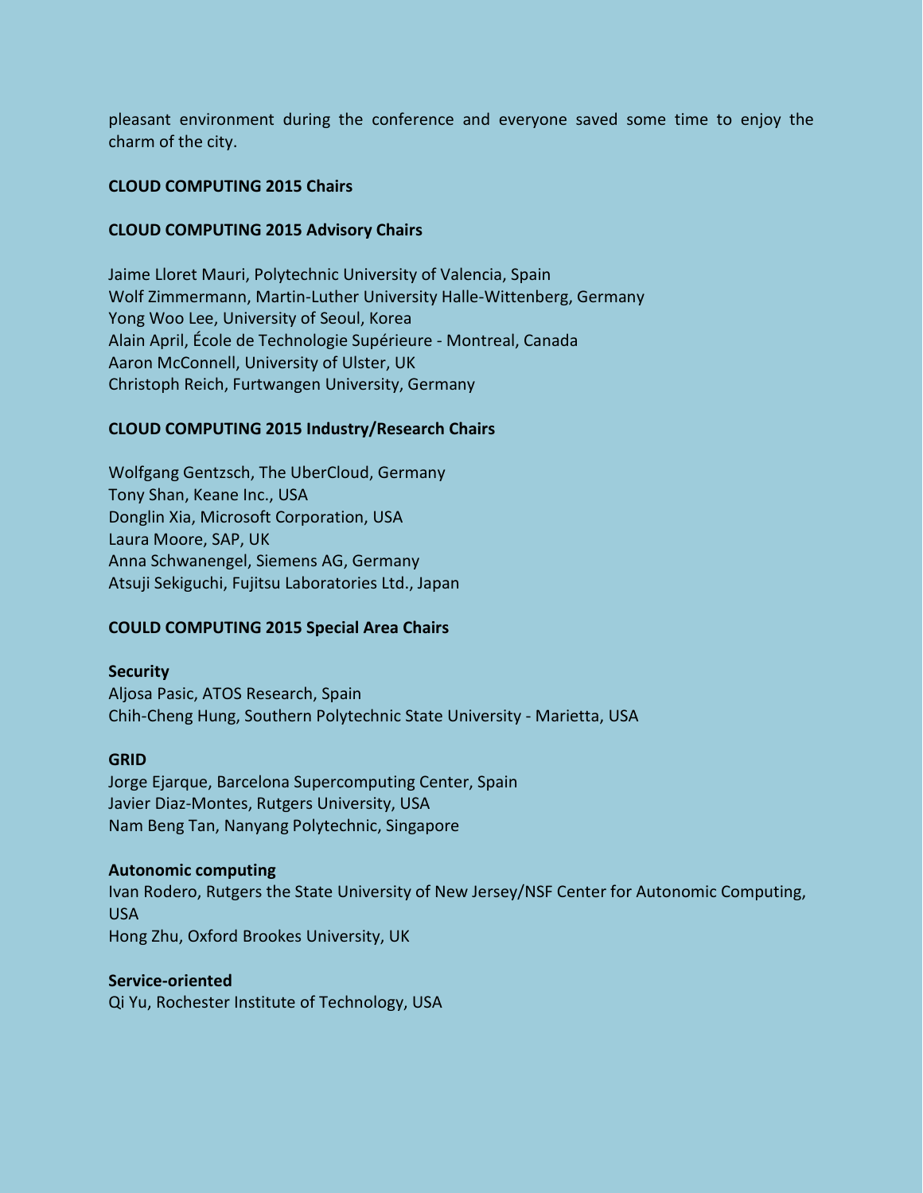pleasant environment during the conference and everyone saved some time to enjoy the charm of the city.

**CLOUD COMPUTING 2015 Chairs**

**CLOUD COMPUTING 2015 Advisory Chairs**

Jaime Lloret Mauri, Polytechnic University of Valencia, Spain
Wolf Zimmermann, Martin-Luther University Halle-Wittenberg, Germany
Yong Woo Lee, University of Seoul, Korea
Alain April, École de Technologie Supérieure - Montreal, Canada
Aaron McConnell, University of Ulster, UK
Christoph Reich, Furtwangen University, Germany

**CLOUD COMPUTING 2015 Industry/Research Chairs**

Wolfgang Gentzsch, The UberCloud, Germany
Tony Shan, Keane Inc., USA
Donglin Xia, Microsoft Corporation, USA
Laura Moore, SAP, UK
Anna Schwanengel, Siemens AG, Germany
Atsuji Sekiguchi, Fujitsu Laboratories Ltd., Japan

**COULD COMPUTING 2015 Special Area Chairs**

**Security**
Aljosa Pasic, ATOS Research, Spain
Chih-Cheng Hung, Southern Polytechnic State University - Marietta, USA

**GRID**
Jorge Ejarque, Barcelona Supercomputing Center, Spain
Javier Diaz-Montes, Rutgers University, USA
Nam Beng Tan, Nanyang Polytechnic, Singapore

**Autonomic computing**
Ivan Rodero, Rutgers the State University of New Jersey/NSF Center for Autonomic Computing, USA
Hong Zhu, Oxford Brookes University, UK

**Service-oriented**
Qi Yu, Rochester Institute of Technology, USA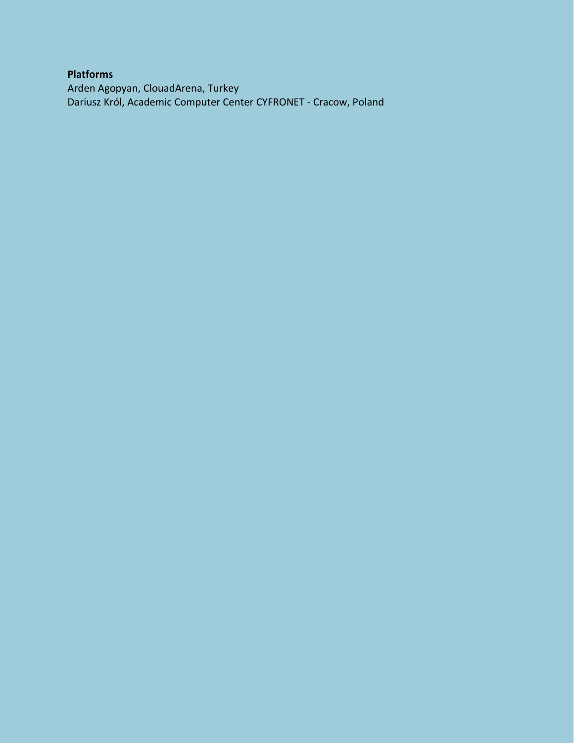**Platforms**

Arden Agopyan, ClouadArena, Turkey

Dariusz Król, Academic Computer Center CYFRONET - Cracow, Poland